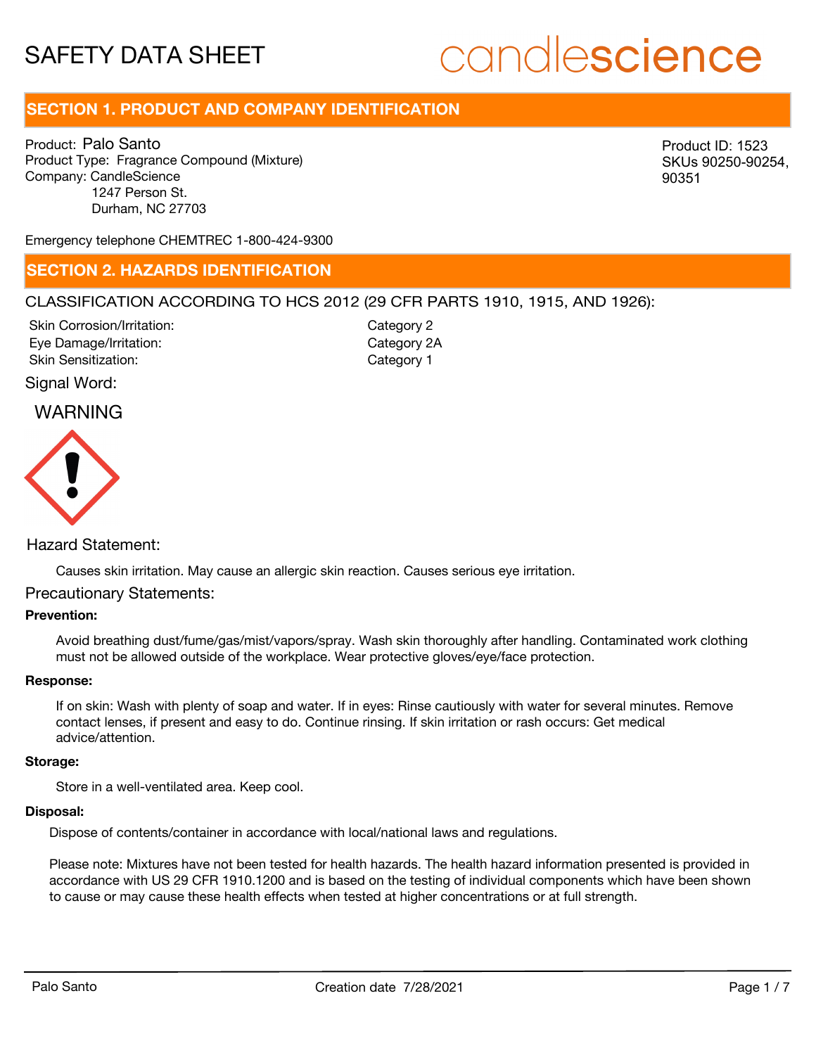# SAFETY DATA SHEET

candlescience

## SECTION 1. PRODUCT AND COMPANY IDENTIFICATION

Product: Palo Santo
Product Type: Fragrance Compound (Mixture)
Company: CandleScience
1247 Person St.
Durham, NC 27703

Product ID: 1523
SKUs 90250-90254, 90351

Emergency telephone CHEMTREC 1-800-424-9300

## SECTION 2. HAZARDS IDENTIFICATION

CLASSIFICATION ACCORDING TO HCS 2012 (29 CFR PARTS 1910, 1915, AND 1926):

| | |
|---|---|
| Skin Corrosion/Irritation: | Category 2 |
| Eye Damage/Irritation: | Category 2A |
| Skin Sensitization: | Category 1 |

Signal Word:

WARNING

Hazard Statement:

Causes skin irritation. May cause an allergic skin reaction. Causes serious eye irritation.

Precautionary Statements:

**Prevention:**

Avoid breathing dust/fume/gas/mist/vapors/spray. Wash skin thoroughly after handling. Contaminated work clothing must not be allowed outside of the workplace. Wear protective gloves/eye/face protection.

**Response:**

If on skin: Wash with plenty of soap and water. If in eyes: Rinse cautiously with water for several minutes. Remove contact lenses, if present and easy to do. Continue rinsing. If skin irritation or rash occurs: Get medical advice/attention.

**Storage:**

Store in a well-ventilated area. Keep cool.

**Disposal:**

Dispose of contents/container in accordance with local/national laws and regulations.

Please note: Mixtures have not been tested for health hazards. The health hazard information presented is provided in accordance with US 29 CFR 1910.1200 and is based on the testing of individual components which have been shown to cause or may cause these health effects when tested at higher concentrations or at full strength.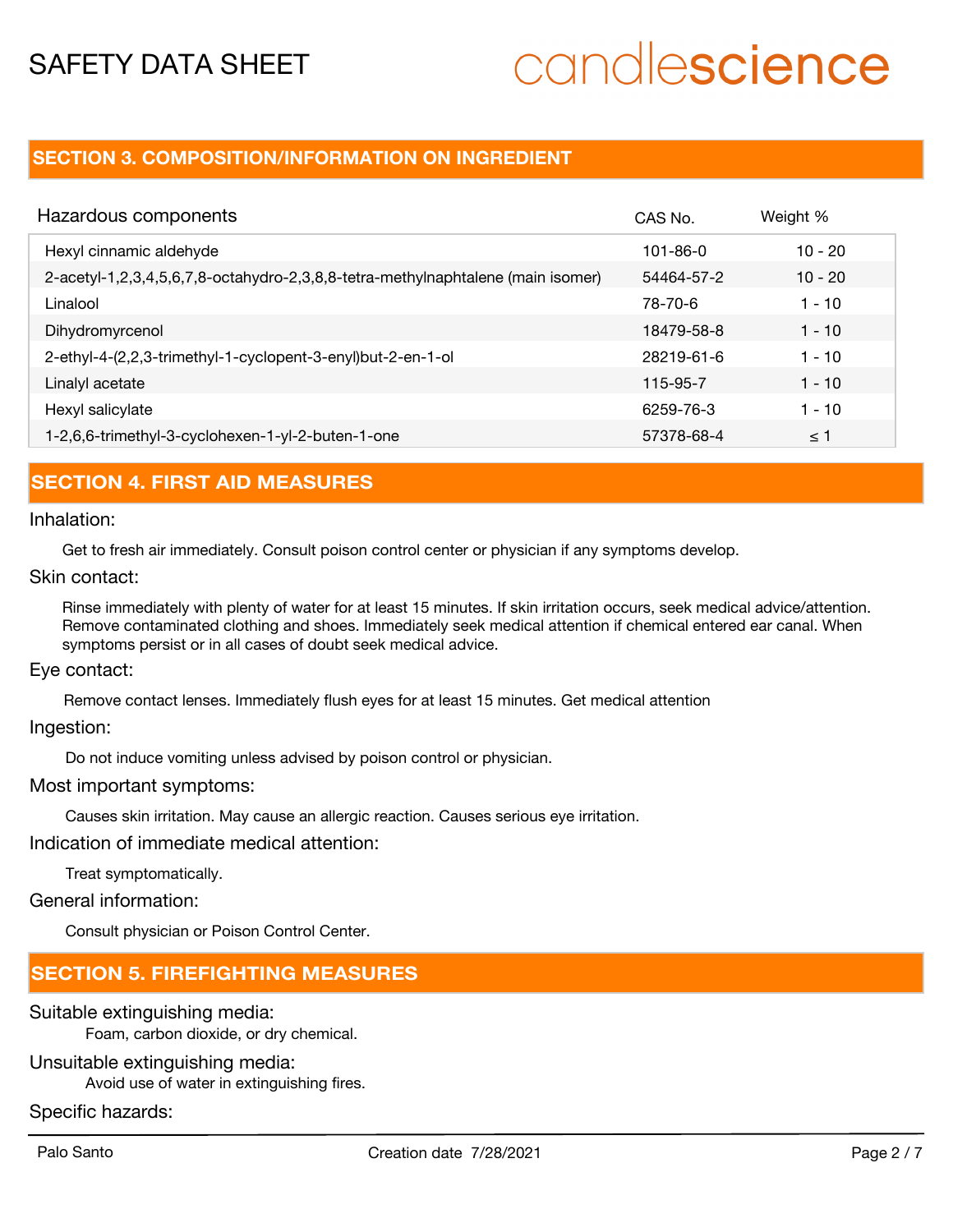## SECTION 3. COMPOSITION/INFORMATION ON INGREDIENT

| Hazardous components | CAS No. | Weight % |
|---|---|---|
| Hexyl cinnamic aldehyde | 101-86-0 | 10 - 20 |
| 2-acetyl-1,2,3,4,5,6,7,8-octahydro-2,3,8,8-tetra-methylnaphtalene (main isomer) | 54464-57-2 | 10 - 20 |
| Linalool | 78-70-6 | 1 - 10 |
| Dihydromyrcenol | 18479-58-8 | 1 - 10 |
| 2-ethyl-4-(2,2,3-trimethyl-1-cyclopent-3-enyl)but-2-en-1-ol | 28219-61-6 | 1 - 10 |
| Linalyl acetate | 115-95-7 | 1 - 10 |
| Hexyl salicylate | 6259-76-3 | 1 - 10 |
| 1-2,6,6-trimethyl-3-cyclohexen-1-yl-2-buten-1-one | 57378-68-4 | ≤ 1 |

## SECTION 4. FIRST AID MEASURES

Inhalation:

Get to fresh air immediately. Consult poison control center or physician if any symptoms develop.

Skin contact:

Rinse immediately with plenty of water for at least 15 minutes. If skin irritation occurs, seek medical advice/attention. Remove contaminated clothing and shoes. Immediately seek medical attention if chemical entered ear canal. When symptoms persist or in all cases of doubt seek medical advice.

Eye contact:

Remove contact lenses. Immediately flush eyes for at least 15 minutes. Get medical attention

Ingestion:

Do not induce vomiting unless advised by poison control or physician.

Most important symptoms:

Causes skin irritation. May cause an allergic reaction. Causes serious eye irritation.

Indication of immediate medical attention:

Treat symptomatically.

General information:

Consult physician or Poison Control Center.

## SECTION 5. FIREFIGHTING MEASURES

Suitable extinguishing media:

Foam, carbon dioxide, or dry chemical.

Unsuitable extinguishing media:

Avoid use of water in extinguishing fires.

Specific hazards: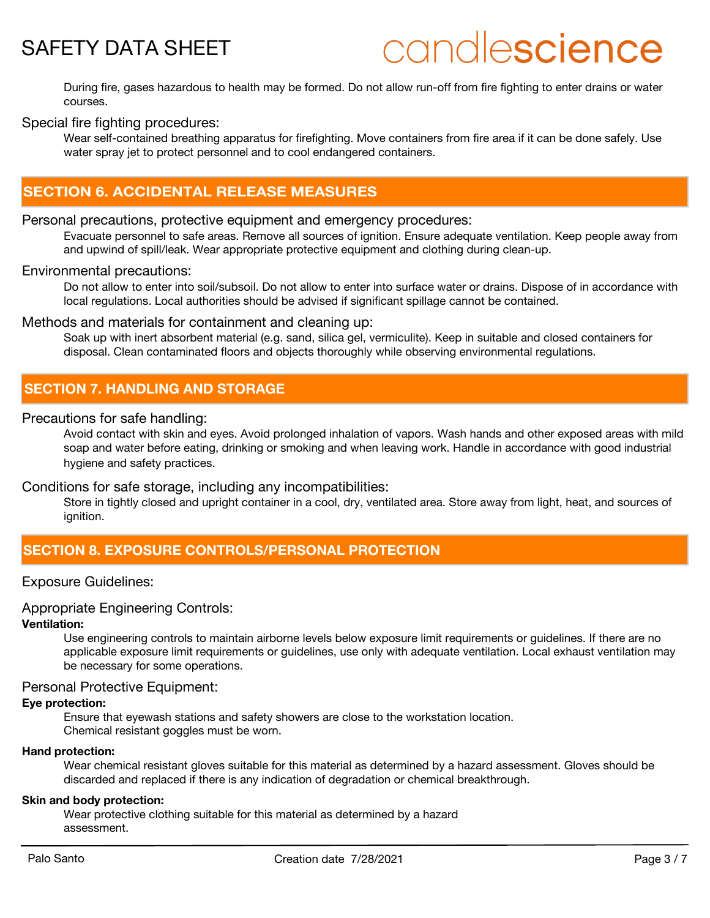During fire, gases hazardous to health may be formed. Do not allow run-off from fire fighting to enter drains or water courses.

Special fire fighting procedures:

Wear self-contained breathing apparatus for firefighting. Move containers from fire area if it can be done safely. Use water spray jet to protect personnel and to cool endangered containers.

## SECTION 6. ACCIDENTAL RELEASE MEASURES

Personal precautions, protective equipment and emergency procedures:

Evacuate personnel to safe areas. Remove all sources of ignition. Ensure adequate ventilation. Keep people away from and upwind of spill/leak. Wear appropriate protective equipment and clothing during clean-up.

Environmental precautions:

Do not allow to enter into soil/subsoil. Do not allow to enter into surface water or drains. Dispose of in accordance with local regulations. Local authorities should be advised if significant spillage cannot be contained.

Methods and materials for containment and cleaning up:

Soak up with inert absorbent material (e.g. sand, silica gel, vermiculite). Keep in suitable and closed containers for disposal. Clean contaminated floors and objects thoroughly while observing environmental regulations.

## SECTION 7. HANDLING AND STORAGE

Precautions for safe handling:

Avoid contact with skin and eyes. Avoid prolonged inhalation of vapors. Wash hands and other exposed areas with mild soap and water before eating, drinking or smoking and when leaving work. Handle in accordance with good industrial hygiene and safety practices.

Conditions for safe storage, including any incompatibilities:

Store in tightly closed and upright container in a cool, dry, ventilated area. Store away from light, heat, and sources of ignition.

## SECTION 8. EXPOSURE CONTROLS/PERSONAL PROTECTION

Exposure Guidelines:

Appropriate Engineering Controls:

**Ventilation:**

Use engineering controls to maintain airborne levels below exposure limit requirements or guidelines. If there are no applicable exposure limit requirements or guidelines, use only with adequate ventilation. Local exhaust ventilation may be necessary for some operations.

Personal Protective Equipment:

**Eye protection:**

Ensure that eyewash stations and safety showers are close to the workstation location.
Chemical resistant goggles must be worn.

**Hand protection:**

Wear chemical resistant gloves suitable for this material as determined by a hazard assessment. Gloves should be discarded and replaced if there is any indication of degradation or chemical breakthrough.

**Skin and body protection:**

Wear protective clothing suitable for this material as determined by a hazard assessment.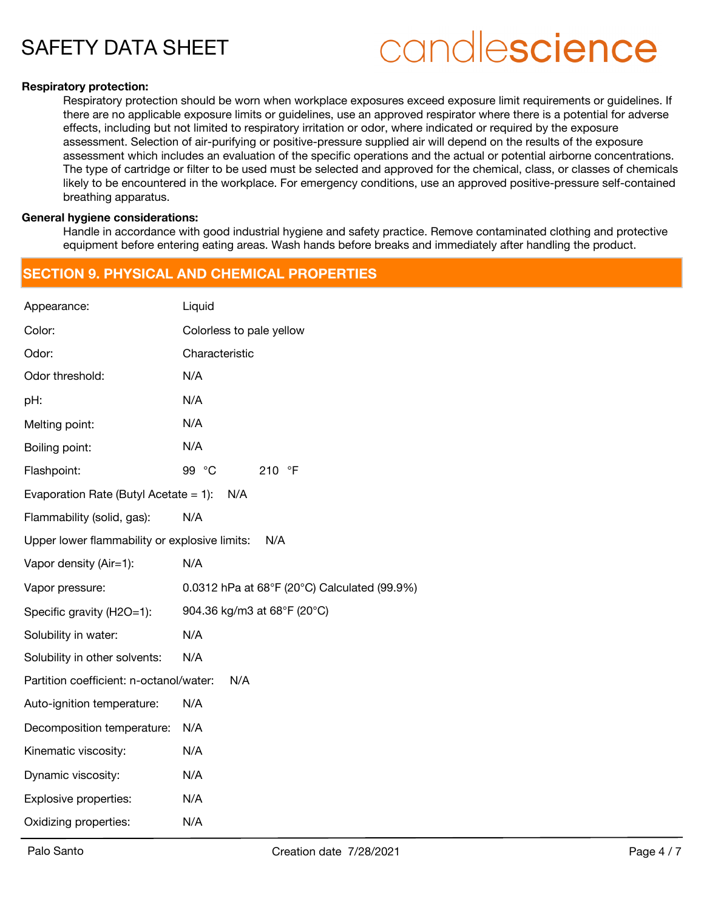**Respiratory protection:**

Respiratory protection should be worn when workplace exposures exceed exposure limit requirements or guidelines. If there are no applicable exposure limits or guidelines, use an approved respirator where there is a potential for adverse effects, including but not limited to respiratory irritation or odor, where indicated or required by the exposure assessment. Selection of air-purifying or positive-pressure supplied air will depend on the results of the exposure assessment which includes an evaluation of the specific operations and the actual or potential airborne concentrations. The type of cartridge or filter to be used must be selected and approved for the chemical, class, or classes of chemicals likely to be encountered in the workplace. For emergency conditions, use an approved positive-pressure self-contained breathing apparatus.

**General hygiene considerations:**

Handle in accordance with good industrial hygiene and safety practice. Remove contaminated clothing and protective equipment before entering eating areas. Wash hands before breaks and immediately after handling the product.

## SECTION 9. PHYSICAL AND CHEMICAL PROPERTIES

| | |
|---|---|
| Appearance: | Liquid |
| Color: | Colorless to pale yellow |
| Odor: | Characteristic |
| Odor threshold: | N/A |
| pH: | N/A |
| Melting point: | N/A |
| Boiling point: | N/A |
| Flashpoint: | 99 °C 210 °F |
| Evaporation Rate (Butyl Acetate = 1): | N/A |
| Flammability (solid, gas): | N/A |
| Upper lower flammability or explosive limits: | N/A |
| Vapor density (Air=1): | N/A |
| Vapor pressure: | 0.0312 hPa at 68°F (20°C) Calculated (99.9%) |
| Specific gravity (H2O=1): | 904.36 kg/m3 at 68°F (20°C) |
| Solubility in water: | N/A |
| Solubility in other solvents: | N/A |
| Partition coefficient: n-octanol/water: | N/A |
| Auto-ignition temperature: | N/A |
| Decomposition temperature: | N/A |
| Kinematic viscosity: | N/A |
| Dynamic viscosity: | N/A |
| Explosive properties: | N/A |
| Oxidizing properties: | N/A |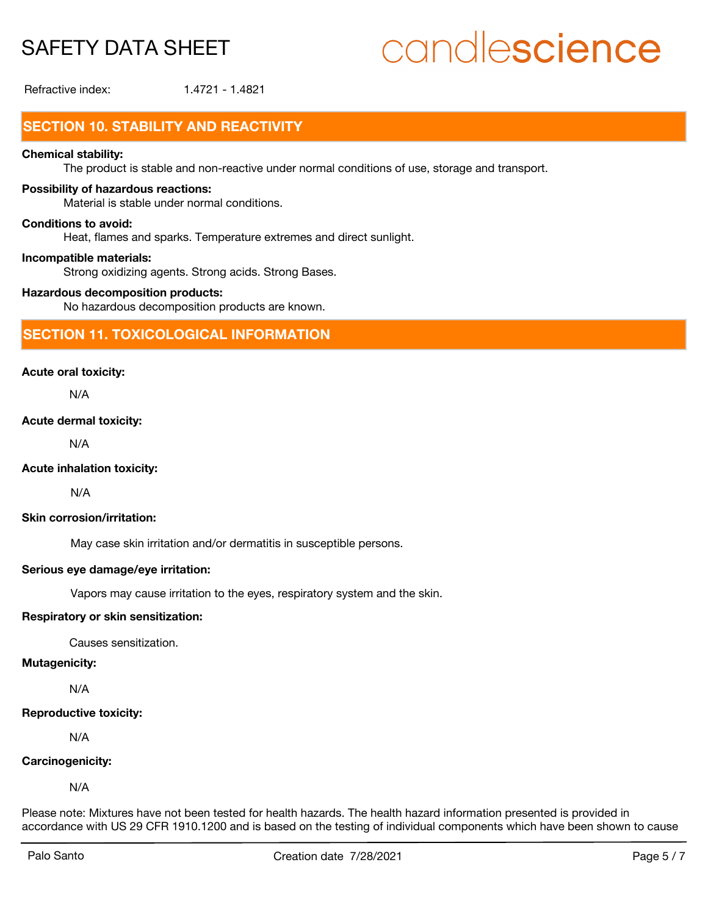Refractive index: 1.4721 - 1.4821

## SECTION 10. STABILITY AND REACTIVITY

**Chemical stability:**
The product is stable and non-reactive under normal conditions of use, storage and transport.

**Possibility of hazardous reactions:**
Material is stable under normal conditions.

**Conditions to avoid:**
Heat, flames and sparks. Temperature extremes and direct sunlight.

**Incompatible materials:**
Strong oxidizing agents. Strong acids. Strong Bases.

**Hazardous decomposition products:**
No hazardous decomposition products are known.

## SECTION 11. TOXICOLOGICAL INFORMATION

**Acute oral toxicity:**

N/A

**Acute dermal toxicity:**

N/A

**Acute inhalation toxicity:**

N/A

**Skin corrosion/irritation:**

May case skin irritation and/or dermatitis in susceptible persons.

**Serious eye damage/eye irritation:**

Vapors may cause irritation to the eyes, respiratory system and the skin.

**Respiratory or skin sensitization:**

Causes sensitization.

**Mutagenicity:**

N/A

**Reproductive toxicity:**

N/A

**Carcinogenicity:**

N/A

Please note: Mixtures have not been tested for health hazards. The health hazard information presented is provided in accordance with US 29 CFR 1910.1200 and is based on the testing of individual components which have been shown to cause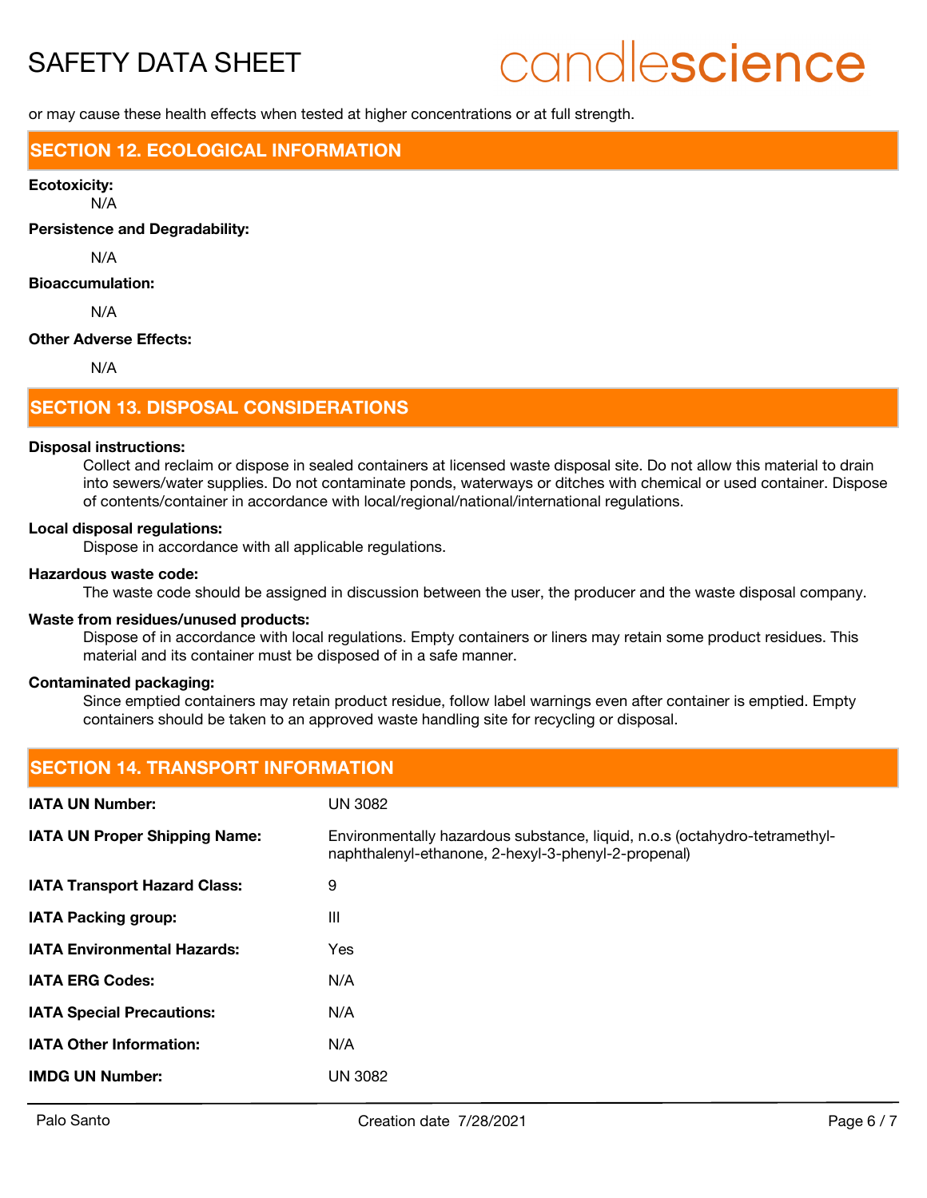or may cause these health effects when tested at higher concentrations or at full strength.

## SECTION 12. ECOLOGICAL INFORMATION

**Ecotoxicity:**

N/A

**Persistence and Degradability:**

N/A

**Bioaccumulation:**

N/A

**Other Adverse Effects:**

N/A

## SECTION 13. DISPOSAL CONSIDERATIONS

**Disposal instructions:**

Collect and reclaim or dispose in sealed containers at licensed waste disposal site. Do not allow this material to drain into sewers/water supplies. Do not contaminate ponds, waterways or ditches with chemical or used container. Dispose of contents/container in accordance with local/regional/national/international regulations.

**Local disposal regulations:**

Dispose in accordance with all applicable regulations.

**Hazardous waste code:**

The waste code should be assigned in discussion between the user, the producer and the waste disposal company.

**Waste from residues/unused products:**

Dispose of in accordance with local regulations. Empty containers or liners may retain some product residues. This material and its container must be disposed of in a safe manner.

**Contaminated packaging:**

Since emptied containers may retain product residue, follow label warnings even after container is emptied. Empty containers should be taken to an approved waste handling site for recycling or disposal.

## SECTION 14. TRANSPORT INFORMATION

| | |
|---|---|
| **IATA UN Number:** | UN 3082 |
| **IATA UN Proper Shipping Name:** | Environmentally hazardous substance, liquid, n.o.s (octahydro-tetramethyl-naphthalenyl-ethanone, 2-hexyl-3-phenyl-2-propenal) |
| **IATA Transport Hazard Class:** | 9 |
| **IATA Packing group:** | III |
| **IATA Environmental Hazards:** | Yes |
| **IATA ERG Codes:** | N/A |
| **IATA Special Precautions:** | N/A |
| **IATA Other Information:** | N/A |
| **IMDG UN Number:** | UN 3082 |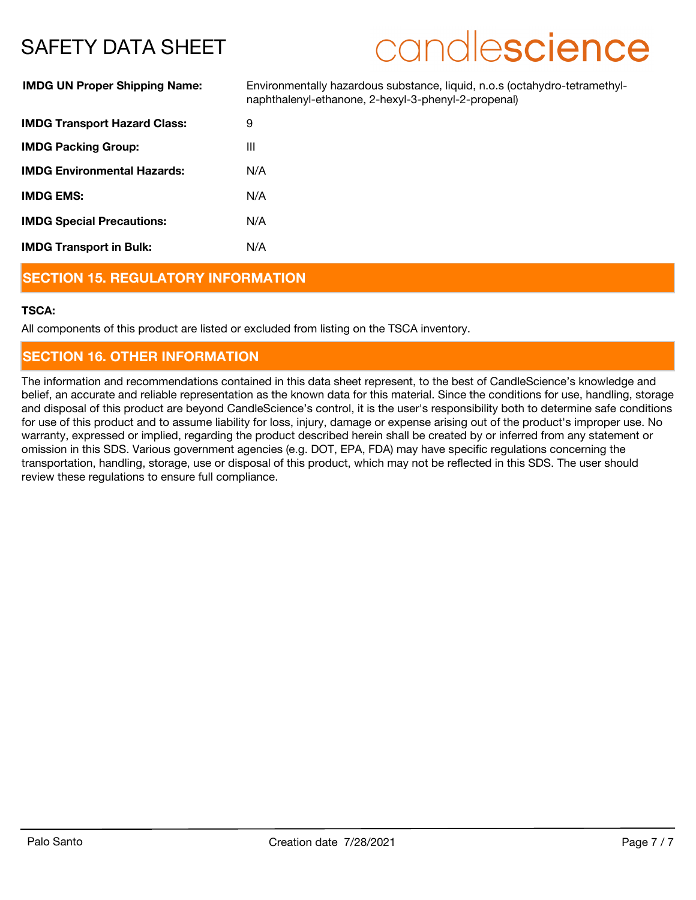| | |
|---|---|
| **IMDG UN Proper Shipping Name:** | Environmentally hazardous substance, liquid, n.o.s (octahydro-tetramethyl-naphthalenyl-ethanone, 2-hexyl-3-phenyl-2-propenal) |
| **IMDG Transport Hazard Class:** | 9 |
| **IMDG Packing Group:** | III |
| **IMDG Environmental Hazards:** | N/A |
| **IMDG EMS:** | N/A |
| **IMDG Special Precautions:** | N/A |
| **IMDG Transport in Bulk:** | N/A |

## SECTION 15. REGULATORY INFORMATION

**TSCA:**

All components of this product are listed or excluded from listing on the TSCA inventory.

## SECTION 16. OTHER INFORMATION

The information and recommendations contained in this data sheet represent, to the best of CandleScience's knowledge and belief, an accurate and reliable representation as the known data for this material. Since the conditions for use, handling, storage and disposal of this product are beyond CandleScience's control, it is the user's responsibility both to determine safe conditions for use of this product and to assume liability for loss, injury, damage or expense arising out of the product's improper use. No warranty, expressed or implied, regarding the product described herein shall be created by or inferred from any statement or omission in this SDS. Various government agencies (e.g. DOT, EPA, FDA) may have specific regulations concerning the transportation, handling, storage, use or disposal of this product, which may not be reflected in this SDS. The user should review these regulations to ensure full compliance.